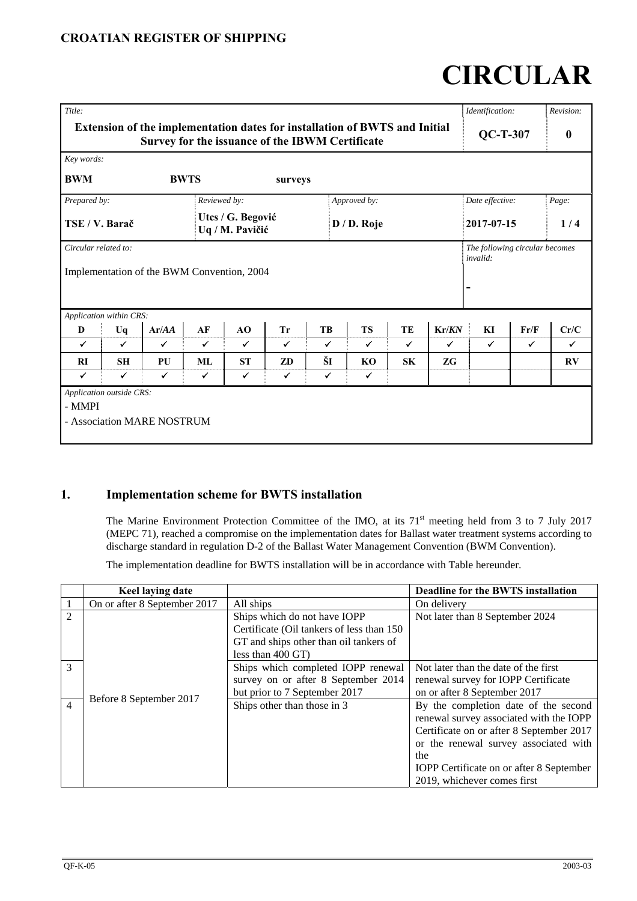**CROATIAN REGISTER OF SHIPPING**

# CIRCULAR

| *Title:* | | | *Identification:* | *Revision:* |
|---|---|---|---|---|
| **Extension of the implementation dates for installation of BWTS and Initial Survey for the issuance of the IBWM Certificate** | | | **QC-T-307** | **0** |
| *Key words:* **BWM BWTS surveys** | | | | |
| *Prepared by:* **TSE / V. Barač** | *Reviewed by:* **Utcs / G. Begović Uq / M. Pavičić** | *Approved by:* **D / D. Roje** | *Date effective:* **2017-07-15** | *Page:* **1 / 4** |
| *Circular related to:* Implementation of the BWM Convention, 2004 | | | *The following circular becomes invalid:* - | |

*Application within CRS:*

| D | Uq | Ar/*AA* | AF | AO | Tr | TB | TS | TE | Kr/*KN* | KI | Fr/F | Cr/C |
|---|---|---|---|---|---|---|---|---|---|---|---|---|
| ✓ | ✓ | ✓ | ✓ | ✓ | ✓ | ✓ | ✓ | ✓ | ✓ | ✓ | ✓ | ✓ |
| **RI** | **SH** | **PU** | **ML** | **ST** | **ZD** | **ŠI** | **KO** | **SK** | **ZG** | | | **RV** |
| ✓ | ✓ | ✓ | ✓ | ✓ | ✓ | ✓ | ✓ | | | | | |

*Application outside CRS:*

- MMPI
- Association MARE NOSTRUM

## 1. Implementation scheme for BWTS installation

The Marine Environment Protection Committee of the IMO, at its 71st meeting held from 3 to 7 July 2017 (MEPC 71), reached a compromise on the implementation dates for Ballast water treatment systems according to discharge standard in regulation D-2 of the Ballast Water Management Convention (BWM Convention).

The implementation deadline for BWTS installation will be in accordance with Table hereunder.

| | Keel laying date | | Deadline for the BWTS installation |
|---|---|---|---|
| 1 | On or after 8 September 2017 | All ships | On delivery |
| 2 | Before 8 September 2017 | Ships which do not have IOPP Certificate (Oil tankers of less than 150 GT and ships other than oil tankers of less than 400 GT) | Not later than 8 September 2024 |
| 3 | | Ships which completed IOPP renewal survey on or after 8 September 2014 but prior to 7 September 2017 | Not later than the date of the first renewal survey for IOPP Certificate on or after 8 September 2017 |
| 4 | | Ships other than those in 3 | By the completion date of the second renewal survey associated with the IOPP Certificate on or after 8 September 2017 or the renewal survey associated with the IOPP Certificate on or after 8 September 2019, whichever comes first |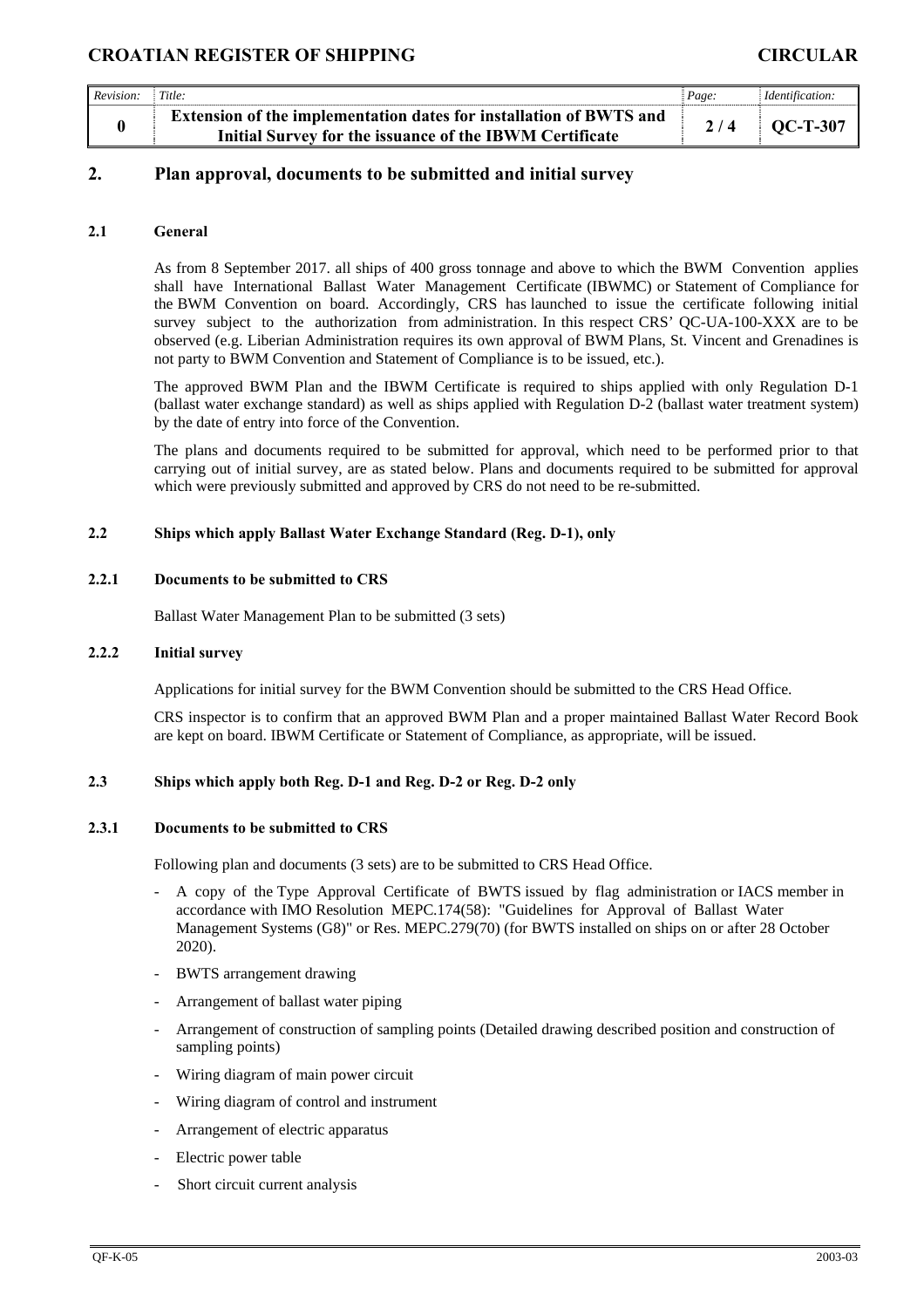## 2. Plan approval, documents to be submitted and initial survey

### 2.1 General

As from 8 September 2017. all ships of 400 gross tonnage and above to which the BWM Convention applies shall have International Ballast Water Management Certificate (IBWMC) or Statement of Compliance for the BWM Convention on board. Accordingly, CRS has launched to issue the certificate following initial survey subject to the authorization from administration. In this respect CRS' QC-UA-100-XXX are to be observed (e.g. Liberian Administration requires its own approval of BWM Plans, St. Vincent and Grenadines is not party to BWM Convention and Statement of Compliance is to be issued, etc.).

The approved BWM Plan and the IBWM Certificate is required to ships applied with only Regulation D-1 (ballast water exchange standard) as well as ships applied with Regulation D-2 (ballast water treatment system) by the date of entry into force of the Convention.

The plans and documents required to be submitted for approval, which need to be performed prior to that carrying out of initial survey, are as stated below. Plans and documents required to be submitted for approval which were previously submitted and approved by CRS do not need to be re-submitted.

### 2.2 Ships which apply Ballast Water Exchange Standard (Reg. D-1), only

#### 2.2.1 Documents to be submitted to CRS

Ballast Water Management Plan to be submitted (3 sets)

#### 2.2.2 Initial survey

Applications for initial survey for the BWM Convention should be submitted to the CRS Head Office.

CRS inspector is to confirm that an approved BWM Plan and a proper maintained Ballast Water Record Book are kept on board. IBWM Certificate or Statement of Compliance, as appropriate, will be issued.

### 2.3 Ships which apply both Reg. D-1 and Reg. D-2 or Reg. D-2 only

#### 2.3.1 Documents to be submitted to CRS

Following plan and documents (3 sets) are to be submitted to CRS Head Office.

- A copy of the Type Approval Certificate of BWTS issued by flag administration or IACS member in accordance with IMO Resolution MEPC.174(58): "Guidelines for Approval of Ballast Water Management Systems (G8)" or Res. MEPC.279(70) (for BWTS installed on ships on or after 28 October 2020).
- BWTS arrangement drawing
- Arrangement of ballast water piping
- Arrangement of construction of sampling points (Detailed drawing described position and construction of sampling points)
- Wiring diagram of main power circuit
- Wiring diagram of control and instrument
- Arrangement of electric apparatus
- Electric power table
- Short circuit current analysis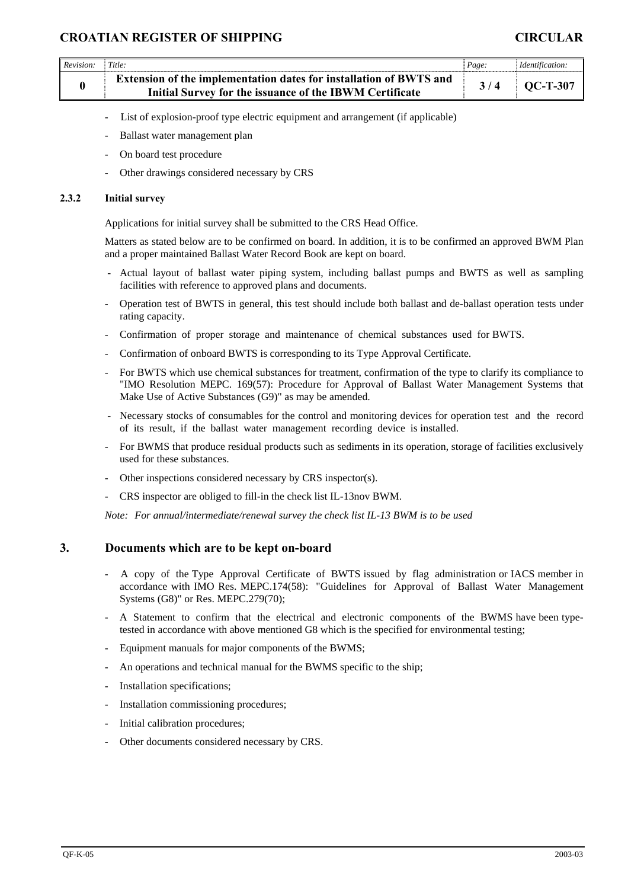- List of explosion-proof type electric equipment and arrangement (if applicable)
- Ballast water management plan
- On board test procedure
- Other drawings considered necessary by CRS

#### 2.3.2 Initial survey

Applications for initial survey shall be submitted to the CRS Head Office.

Matters as stated below are to be confirmed on board. In addition, it is to be confirmed an approved BWM Plan and a proper maintained Ballast Water Record Book are kept on board.

- Actual layout of ballast water piping system, including ballast pumps and BWTS as well as sampling facilities with reference to approved plans and documents.
- Operation test of BWTS in general, this test should include both ballast and de-ballast operation tests under rating capacity.
- Confirmation of proper storage and maintenance of chemical substances used for BWTS.
- Confirmation of onboard BWTS is corresponding to its Type Approval Certificate.
- For BWTS which use chemical substances for treatment, confirmation of the type to clarify its compliance to "IMO Resolution MEPC. 169(57): Procedure for Approval of Ballast Water Management Systems that Make Use of Active Substances (G9)" as may be amended.
- Necessary stocks of consumables for the control and monitoring devices for operation test and the record of its result, if the ballast water management recording device is installed.
- For BWMS that produce residual products such as sediments in its operation, storage of facilities exclusively used for these substances.
- Other inspections considered necessary by CRS inspector(s).
- CRS inspector are obliged to fill-in the check list IL-13nov BWM.

*Note: For annual/intermediate/renewal survey the check list IL-13 BWM is to be used*

## 3. Documents which are to be kept on-board

- A copy of the Type Approval Certificate of BWTS issued by flag administration or IACS member in accordance with IMO Res. MEPC.174(58): "Guidelines for Approval of Ballast Water Management Systems (G8)" or Res. MEPC.279(70);
- A Statement to confirm that the electrical and electronic components of the BWMS have been type-tested in accordance with above mentioned G8 which is the specified for environmental testing;
- Equipment manuals for major components of the BWMS;
- An operations and technical manual for the BWMS specific to the ship;
- Installation specifications;
- Installation commissioning procedures;
- Initial calibration procedures;
- Other documents considered necessary by CRS.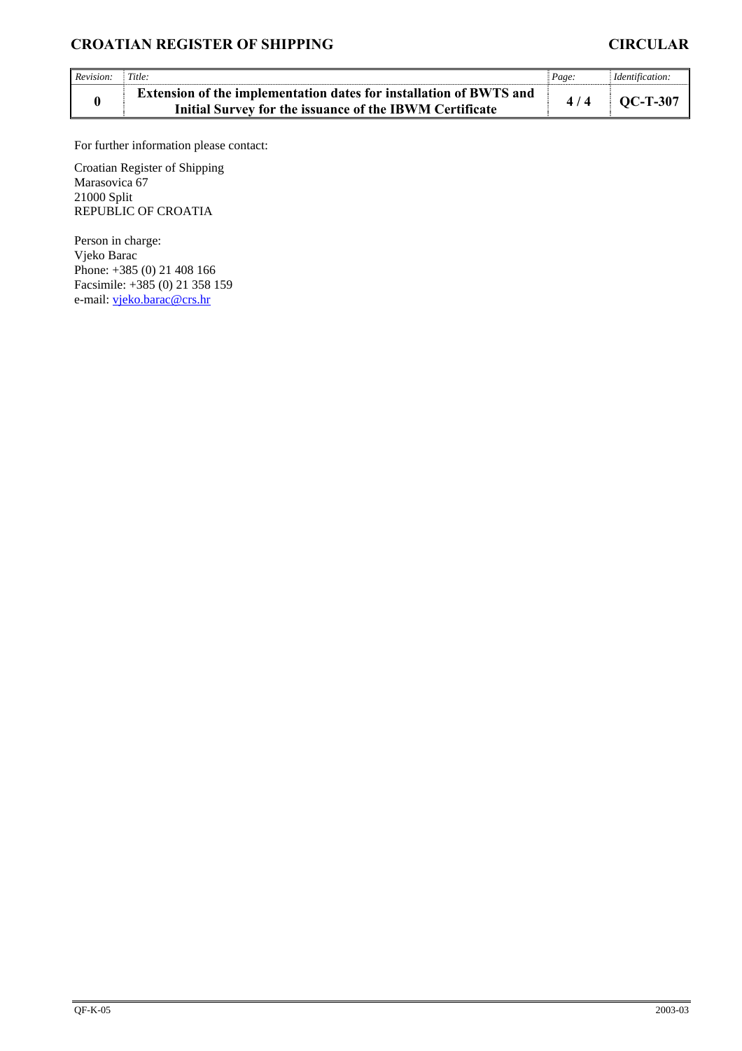For further information please contact:

Croatian Register of Shipping
Marasovica 67
21000 Split
REPUBLIC OF CROATIA

Person in charge:
Vjeko Barac
Phone: +385 (0) 21 408 166
Facsimile: +385 (0) 21 358 159
e-mail: vjeko.barac@crs.hr